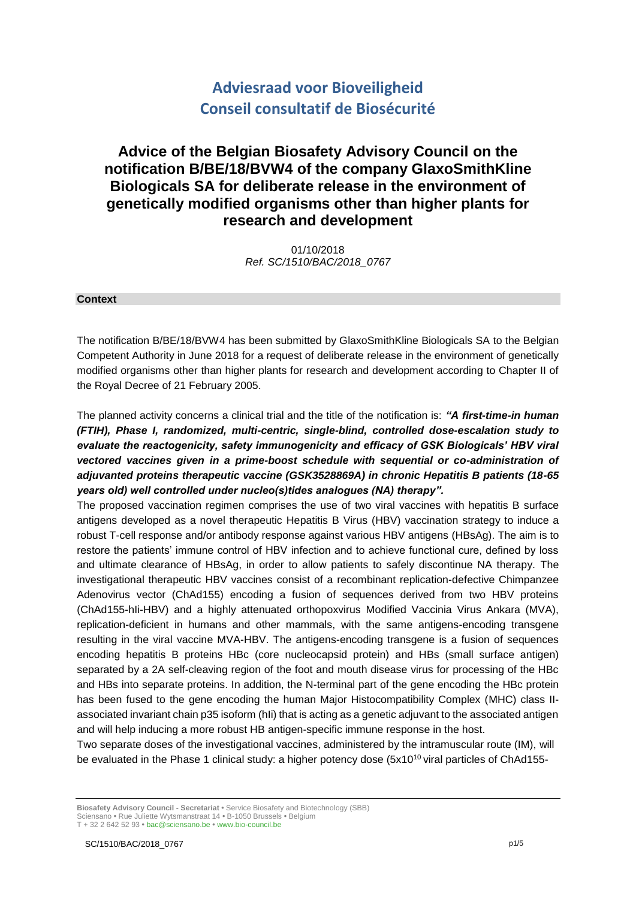# Adviesraad voor Bioveiligheid
# Conseil consultatif de Biosécurité

## Advice of the Belgian Biosafety Advisory Council on the notification B/BE/18/BVW4 of the company GlaxoSmithKline Biologicals SA for deliberate release in the environment of genetically modified organisms other than higher plants for research and development

01/10/2018
*Ref. SC/1510/BAC/2018_0767*

### Context

The notification B/BE/18/BVW4 has been submitted by GlaxoSmithKline Biologicals SA to the Belgian Competent Authority in June 2018 for a request of deliberate release in the environment of genetically modified organisms other than higher plants for research and development according to Chapter II of the Royal Decree of 21 February 2005.

The planned activity concerns a clinical trial and the title of the notification is: ***"A first-time-in human (FTIH), Phase I, randomized, multi-centric, single-blind, controlled dose-escalation study to evaluate the reactogenicity, safety immunogenicity and efficacy of GSK Biologicals' HBV viral vectored vaccines given in a prime-boost schedule with sequential or co-administration of adjuvanted proteins therapeutic vaccine (GSK3528869A) in chronic Hepatitis B patients (18-65 years old) well controlled under nucleo(s)tides analogues (NA) therapy".***

The proposed vaccination regimen comprises the use of two viral vaccines with hepatitis B surface antigens developed as a novel therapeutic Hepatitis B Virus (HBV) vaccination strategy to induce a robust T-cell response and/or antibody response against various HBV antigens (HBsAg). The aim is to restore the patients' immune control of HBV infection and to achieve functional cure, defined by loss and ultimate clearance of HBsAg, in order to allow patients to safely discontinue NA therapy. The investigational therapeutic HBV vaccines consist of a recombinant replication-defective Chimpanzee Adenovirus vector (ChAd155) encoding a fusion of sequences derived from two HBV proteins (ChAd155-hIi-HBV) and a highly attenuated orthopoxvirus Modified Vaccinia Virus Ankara (MVA), replication-deficient in humans and other mammals, with the same antigens-encoding transgene resulting in the viral vaccine MVA-HBV. The antigens-encoding transgene is a fusion of sequences encoding hepatitis B proteins HBc (core nucleocapsid protein) and HBs (small surface antigen) separated by a 2A self-cleaving region of the foot and mouth disease virus for processing of the HBc and HBs into separate proteins. In addition, the N-terminal part of the gene encoding the HBc protein has been fused to the gene encoding the human Major Histocompatibility Complex (MHC) class II-associated invariant chain p35 isoform (hIi) that is acting as a genetic adjuvant to the associated antigen and will help inducing a more robust HB antigen-specific immune response in the host.

Two separate doses of the investigational vaccines, administered by the intramuscular route (IM), will be evaluated in the Phase 1 clinical study: a higher potency dose ($5x10^{10}$ viral particles of ChAd155-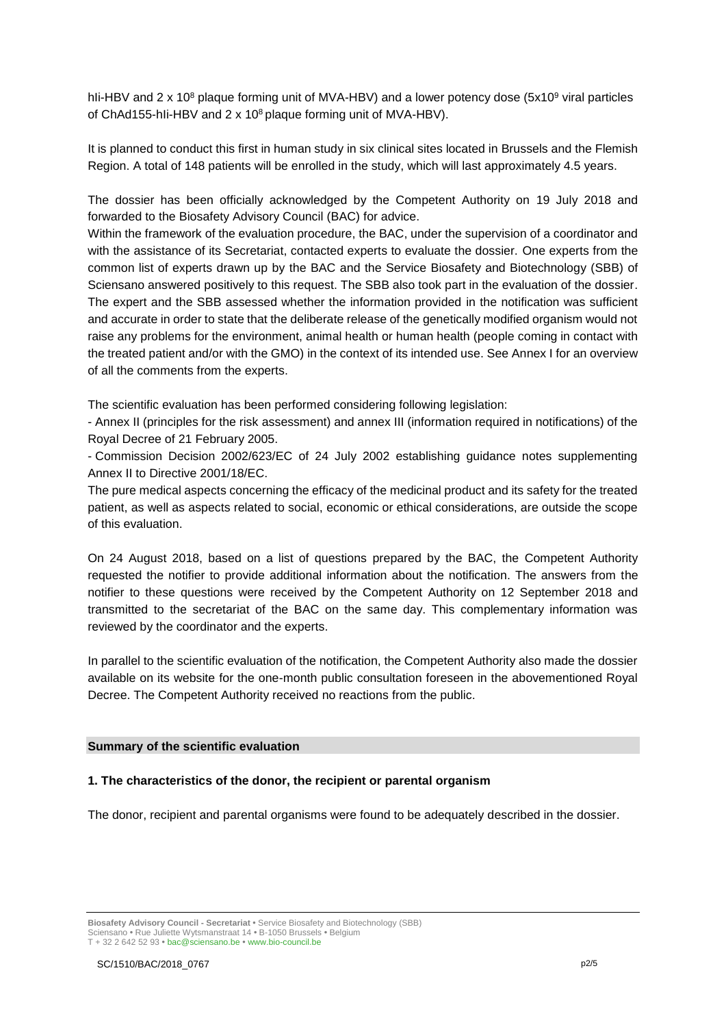hIi-HBV and 2 x $10^8$ plaque forming unit of MVA-HBV) and a lower potency dose (5x$10^9$ viral particles of ChAd155-hIi-HBV and 2 x $10^8$ plaque forming unit of MVA-HBV).

It is planned to conduct this first in human study in six clinical sites located in Brussels and the Flemish Region. A total of 148 patients will be enrolled in the study, which will last approximately 4.5 years.

The dossier has been officially acknowledged by the Competent Authority on 19 July 2018 and forwarded to the Biosafety Advisory Council (BAC) for advice.

Within the framework of the evaluation procedure, the BAC, under the supervision of a coordinator and with the assistance of its Secretariat, contacted experts to evaluate the dossier. One experts from the common list of experts drawn up by the BAC and the Service Biosafety and Biotechnology (SBB) of Sciensano answered positively to this request. The SBB also took part in the evaluation of the dossier. The expert and the SBB assessed whether the information provided in the notification was sufficient and accurate in order to state that the deliberate release of the genetically modified organism would not raise any problems for the environment, animal health or human health (people coming in contact with the treated patient and/or with the GMO) in the context of its intended use. See Annex I for an overview of all the comments from the experts.

The scientific evaluation has been performed considering following legislation:

- Annex II (principles for the risk assessment) and annex III (information required in notifications) of the Royal Decree of 21 February 2005.
- Commission Decision 2002/623/EC of 24 July 2002 establishing guidance notes supplementing Annex II to Directive 2001/18/EC.

The pure medical aspects concerning the efficacy of the medicinal product and its safety for the treated patient, as well as aspects related to social, economic or ethical considerations, are outside the scope of this evaluation.

On 24 August 2018, based on a list of questions prepared by the BAC, the Competent Authority requested the notifier to provide additional information about the notification. The answers from the notifier to these questions were received by the Competent Authority on 12 September 2018 and transmitted to the secretariat of the BAC on the same day. This complementary information was reviewed by the coordinator and the experts.

In parallel to the scientific evaluation of the notification, the Competent Authority also made the dossier available on its website for the one-month public consultation foreseen in the abovementioned Royal Decree. The Competent Authority received no reactions from the public.

## Summary of the scientific evaluation

### 1. The characteristics of the donor, the recipient or parental organism

The donor, recipient and parental organisms were found to be adequately described in the dossier.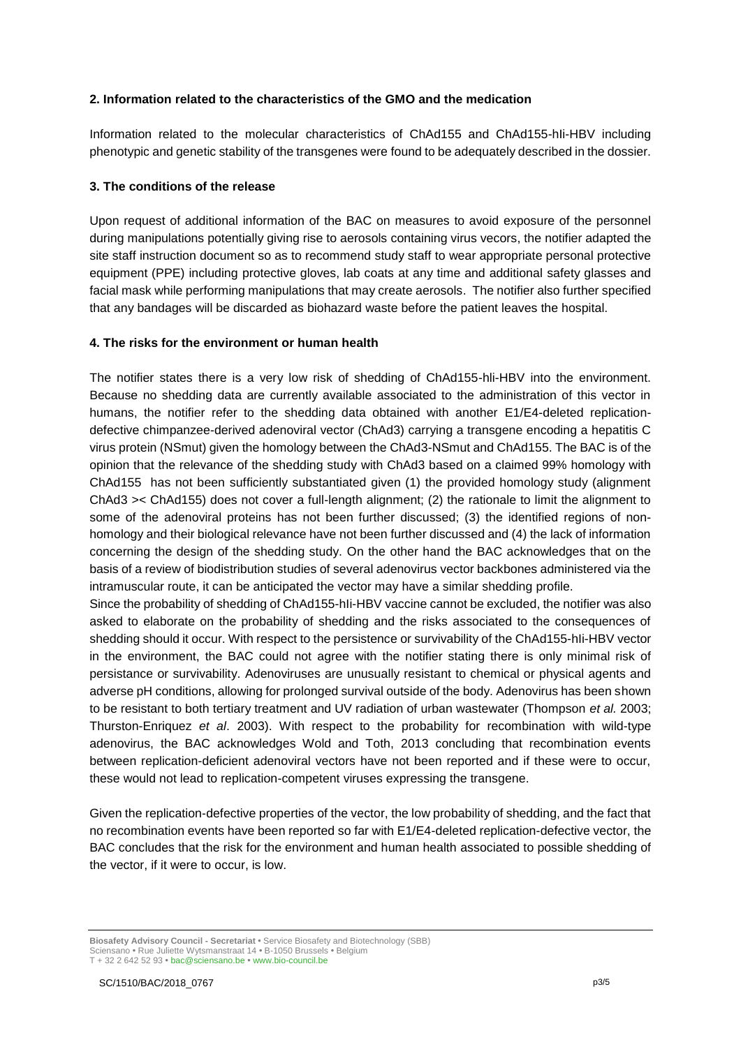**2. Information related to the characteristics of the GMO and the medication**

Information related to the molecular characteristics of ChAd155 and ChAd155-hIi-HBV including phenotypic and genetic stability of the transgenes were found to be adequately described in the dossier.

**3. The conditions of the release**

Upon request of additional information of the BAC on measures to avoid exposure of the personnel during manipulations potentially giving rise to aerosols containing virus vecors, the notifier adapted the site staff instruction document so as to recommend study staff to wear appropriate personal protective equipment (PPE) including protective gloves, lab coats at any time and additional safety glasses and facial mask while performing manipulations that may create aerosols. The notifier also further specified that any bandages will be discarded as biohazard waste before the patient leaves the hospital.

**4. The risks for the environment or human health**

The notifier states there is a very low risk of shedding of ChAd155-hli-HBV into the environment. Because no shedding data are currently available associated to the administration of this vector in humans, the notifier refer to the shedding data obtained with another E1/E4-deleted replication-defective chimpanzee-derived adenoviral vector (ChAd3) carrying a transgene encoding a hepatitis C virus protein (NSmut) given the homology between the ChAd3-NSmut and ChAd155. The BAC is of the opinion that the relevance of the shedding study with ChAd3 based on a claimed 99% homology with ChAd155 has not been sufficiently substantiated given (1) the provided homology study (alignment ChAd3 >< ChAd155) does not cover a full-length alignment; (2) the rationale to limit the alignment to some of the adenoviral proteins has not been further discussed; (3) the identified regions of non-homology and their biological relevance have not been further discussed and (4) the lack of information concerning the design of the shedding study. On the other hand the BAC acknowledges that on the basis of a review of biodistribution studies of several adenovirus vector backbones administered via the intramuscular route, it can be anticipated the vector may have a similar shedding profile.

Since the probability of shedding of ChAd155-hIi-HBV vaccine cannot be excluded, the notifier was also asked to elaborate on the probability of shedding and the risks associated to the consequences of shedding should it occur. With respect to the persistence or survivability of the ChAd155-hIi-HBV vector in the environment, the BAC could not agree with the notifier stating there is only minimal risk of persistance or survivability. Adenoviruses are unusually resistant to chemical or physical agents and adverse pH conditions, allowing for prolonged survival outside of the body. Adenovirus has been shown to be resistant to both tertiary treatment and UV radiation of urban wastewater (Thompson *et al.* 2003; Thurston-Enriquez *et al*. 2003). With respect to the probability for recombination with wild-type adenovirus, the BAC acknowledges Wold and Toth, 2013 concluding that recombination events between replication-deficient adenoviral vectors have not been reported and if these were to occur, these would not lead to replication-competent viruses expressing the transgene.

Given the replication-defective properties of the vector, the low probability of shedding, and the fact that no recombination events have been reported so far with E1/E4-deleted replication-defective vector, the BAC concludes that the risk for the environment and human health associated to possible shedding of the vector, if it were to occur, is low.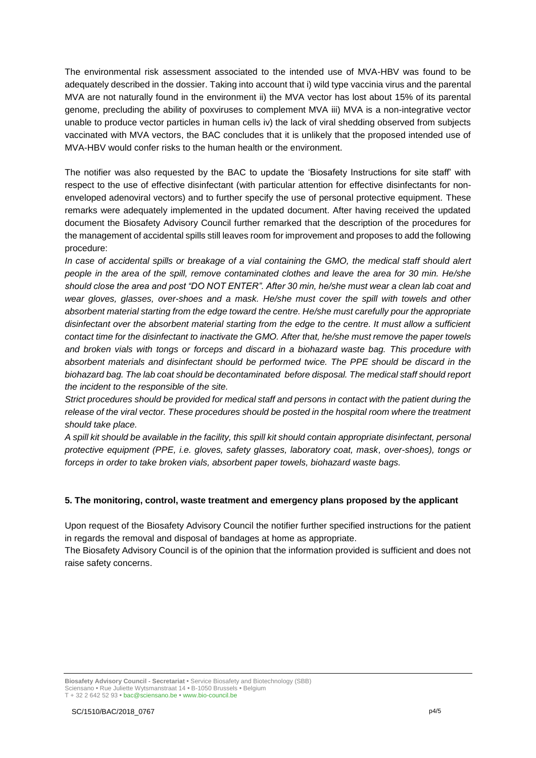The environmental risk assessment associated to the intended use of MVA-HBV was found to be adequately described in the dossier. Taking into account that i) wild type vaccinia virus and the parental MVA are not naturally found in the environment ii) the MVA vector has lost about 15% of its parental genome, precluding the ability of poxviruses to complement MVA iii) MVA is a non-integrative vector unable to produce vector particles in human cells iv) the lack of viral shedding observed from subjects vaccinated with MVA vectors, the BAC concludes that it is unlikely that the proposed intended use of MVA-HBV would confer risks to the human health or the environment.

The notifier was also requested by the BAC to update the 'Biosafety Instructions for site staff' with respect to the use of effective disinfectant (with particular attention for effective disinfectants for non-enveloped adenoviral vectors) and to further specify the use of personal protective equipment. These remarks were adequately implemented in the updated document. After having received the updated document the Biosafety Advisory Council further remarked that the description of the procedures for the management of accidental spills still leaves room for improvement and proposes to add the following procedure:

*In case of accidental spills or breakage of a vial containing the GMO, the medical staff should alert people in the area of the spill, remove contaminated clothes and leave the area for 30 min. He/she should close the area and post "DO NOT ENTER". After 30 min, he/she must wear a clean lab coat and wear gloves, glasses, over-shoes and a mask. He/she must cover the spill with towels and other absorbent material starting from the edge toward the centre. He/she must carefully pour the appropriate disinfectant over the absorbent material starting from the edge to the centre. It must allow a sufficient contact time for the disinfectant to inactivate the GMO. After that, he/she must remove the paper towels and broken vials with tongs or forceps and discard in a biohazard waste bag. This procedure with absorbent materials and disinfectant should be performed twice. The PPE should be discard in the biohazard bag. The lab coat should be decontaminated before disposal. The medical staff should report the incident to the responsible of the site.*

*Strict procedures should be provided for medical staff and persons in contact with the patient during the release of the viral vector. These procedures should be posted in the hospital room where the treatment should take place.*

*A spill kit should be available in the facility, this spill kit should contain appropriate disinfectant, personal protective equipment (PPE, i.e. gloves, safety glasses, laboratory coat, mask, over-shoes), tongs or forceps in order to take broken vials, absorbent paper towels, biohazard waste bags.*

## 5. The monitoring, control, waste treatment and emergency plans proposed by the applicant

Upon request of the Biosafety Advisory Council the notifier further specified instructions for the patient in regards the removal and disposal of bandages at home as appropriate.

The Biosafety Advisory Council is of the opinion that the information provided is sufficient and does not raise safety concerns.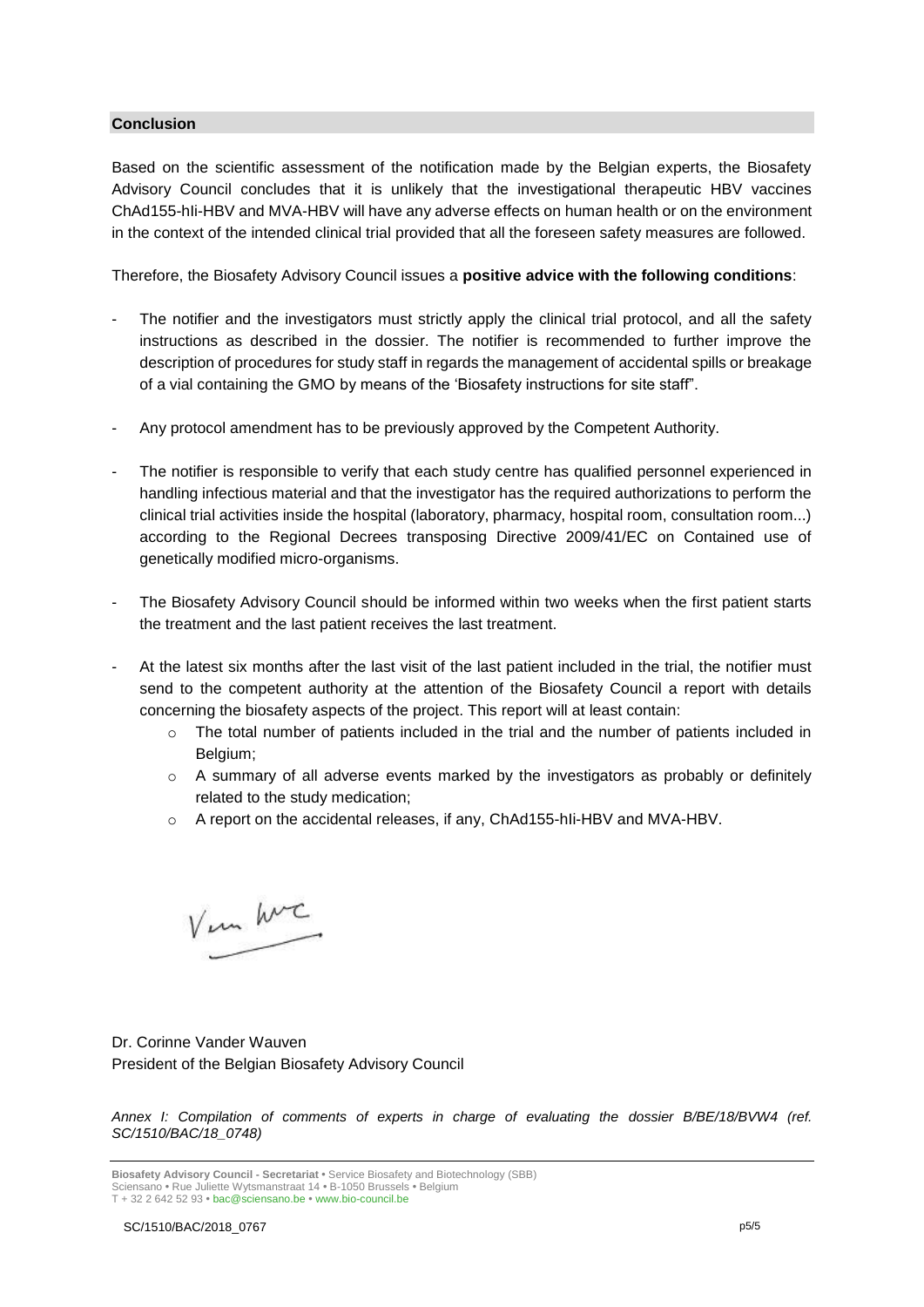## Conclusion

Based on the scientific assessment of the notification made by the Belgian experts, the Biosafety Advisory Council concludes that it is unlikely that the investigational therapeutic HBV vaccines ChAd155-hIi-HBV and MVA-HBV will have any adverse effects on human health or on the environment in the context of the intended clinical trial provided that all the foreseen safety measures are followed.

Therefore, the Biosafety Advisory Council issues a **positive advice with the following conditions**:

- The notifier and the investigators must strictly apply the clinical trial protocol, and all the safety instructions as described in the dossier. The notifier is recommended to further improve the description of procedures for study staff in regards the management of accidental spills or breakage of a vial containing the GMO by means of the 'Biosafety instructions for site staff".
- Any protocol amendment has to be previously approved by the Competent Authority.
- The notifier is responsible to verify that each study centre has qualified personnel experienced in handling infectious material and that the investigator has the required authorizations to perform the clinical trial activities inside the hospital (laboratory, pharmacy, hospital room, consultation room...) according to the Regional Decrees transposing Directive 2009/41/EC on Contained use of genetically modified micro-organisms.
- The Biosafety Advisory Council should be informed within two weeks when the first patient starts the treatment and the last patient receives the last treatment.
- At the latest six months after the last visit of the last patient included in the trial, the notifier must send to the competent authority at the attention of the Biosafety Council a report with details concerning the biosafety aspects of the project. This report will at least contain:
  - The total number of patients included in the trial and the number of patients included in Belgium;
  - A summary of all adverse events marked by the investigators as probably or definitely related to the study medication;
  - A report on the accidental releases, if any, ChAd155-hIi-HBV and MVA-HBV.

Dr. Corinne Vander Wauven
President of the Belgian Biosafety Advisory Council

*Annex I: Compilation of comments of experts in charge of evaluating the dossier B/BE/18/BVW4 (ref. SC/1510/BAC/18_0748)*

**Biosafety Advisory Council - Secretariat** • Service Biosafety and Biotechnology (SBB)
Sciensano • Rue Juliette Wytsmanstraat 14 • B-1050 Brussels • Belgium
T + 32 2 642 52 93 • bac@sciensano.be • www.bio-council.be

SC/1510/BAC/2018_0767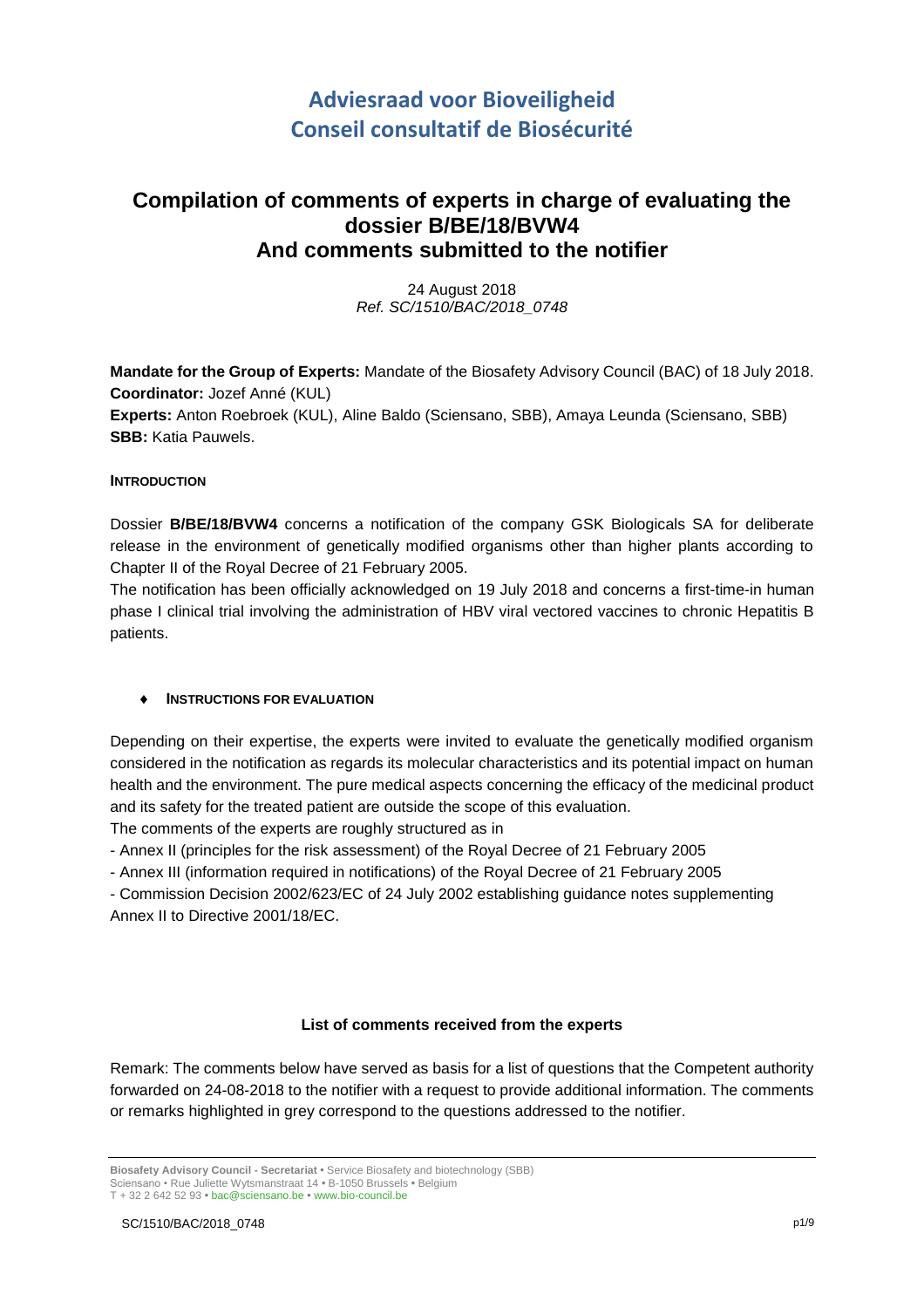# Adviesraad voor Bioveiligheid
# Conseil consultatif de Biosécurité

## Compilation of comments of experts in charge of evaluating the dossier B/BE/18/BVW4 And comments submitted to the notifier

24 August 2018
*Ref. SC/1510/BAC/2018_0748*

**Mandate for the Group of Experts:** Mandate of the Biosafety Advisory Council (BAC) of 18 July 2018.
**Coordinator:** Jozef Anné (KUL)
**Experts:** Anton Roebroek (KUL), Aline Baldo (Sciensano, SBB), Amaya Leunda (Sciensano, SBB)
**SBB:** Katia Pauwels.

#### INTRODUCTION

Dossier **B/BE/18/BVW4** concerns a notification of the company GSK Biologicals SA for deliberate release in the environment of genetically modified organisms other than higher plants according to Chapter II of the Royal Decree of 21 February 2005.
The notification has been officially acknowledged on 19 July 2018 and concerns a first-time-in human phase I clinical trial involving the administration of HBV viral vectored vaccines to chronic Hepatitis B patients.

- **INSTRUCTIONS FOR EVALUATION**

Depending on their expertise, the experts were invited to evaluate the genetically modified organism considered in the notification as regards its molecular characteristics and its potential impact on human health and the environment. The pure medical aspects concerning the efficacy of the medicinal product and its safety for the treated patient are outside the scope of this evaluation.
The comments of the experts are roughly structured as in
- Annex II (principles for the risk assessment) of the Royal Decree of 21 February 2005
- Annex III (information required in notifications) of the Royal Decree of 21 February 2005
- Commission Decision 2002/623/EC of 24 July 2002 establishing guidance notes supplementing Annex II to Directive 2001/18/EC.

#### List of comments received from the experts

Remark: The comments below have served as basis for a list of questions that the Competent authority forwarded on 24-08-2018 to the notifier with a request to provide additional information. The comments or remarks highlighted in grey correspond to the questions addressed to the notifier.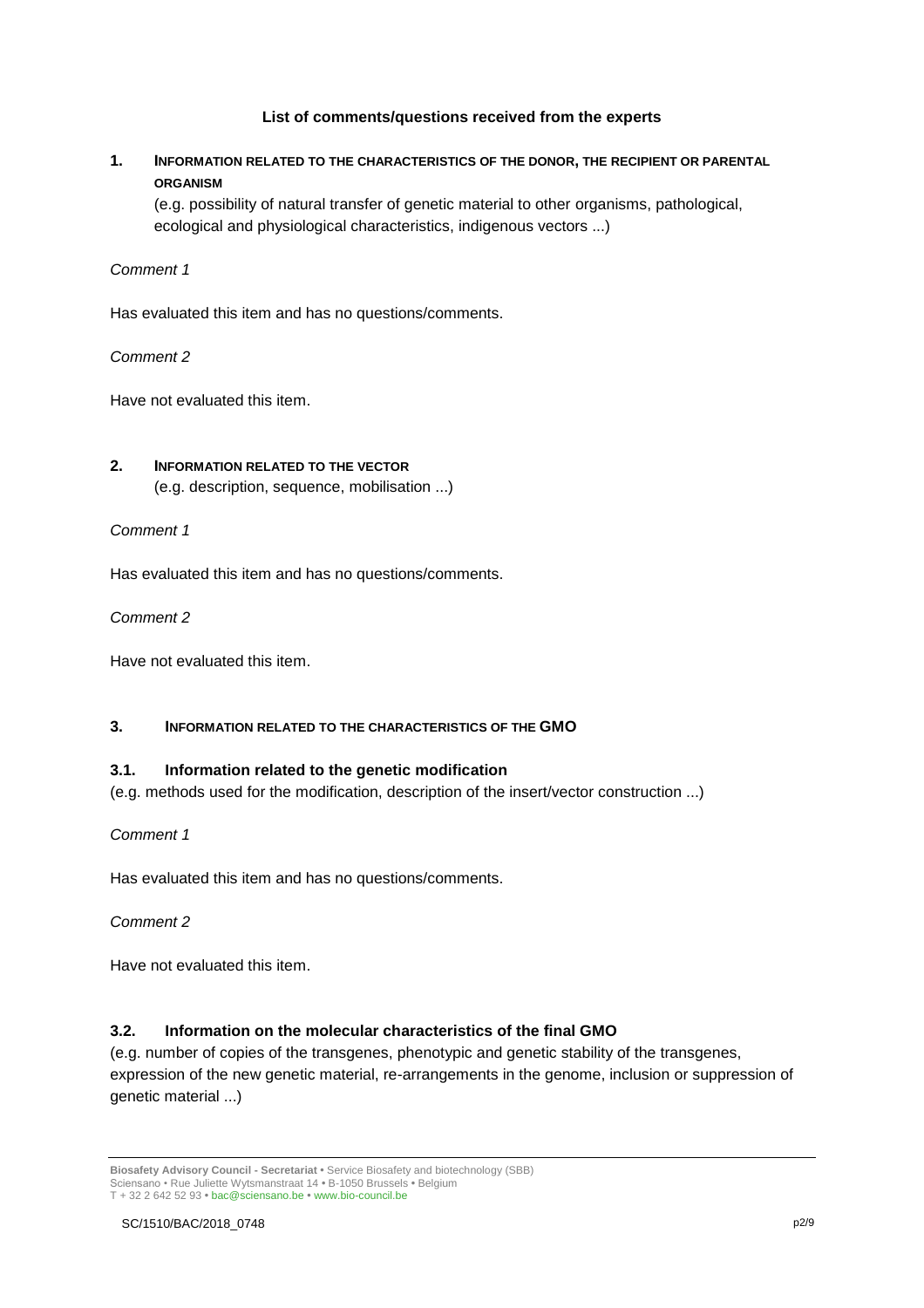## List of comments/questions received from the experts

### 1. INFORMATION RELATED TO THE CHARACTERISTICS OF THE DONOR, THE RECIPIENT OR PARENTAL ORGANISM

(e.g. possibility of natural transfer of genetic material to other organisms, pathological, ecological and physiological characteristics, indigenous vectors ...)

*Comment 1*

Has evaluated this item and has no questions/comments.

*Comment 2*

Have not evaluated this item.

### 2. INFORMATION RELATED TO THE VECTOR

(e.g. description, sequence, mobilisation ...)

*Comment 1*

Has evaluated this item and has no questions/comments.

*Comment 2*

Have not evaluated this item.

### 3. INFORMATION RELATED TO THE CHARACTERISTICS OF THE GMO

#### 3.1. Information related to the genetic modification

(e.g. methods used for the modification, description of the insert/vector construction ...)

*Comment 1*

Has evaluated this item and has no questions/comments.

*Comment 2*

Have not evaluated this item.

#### 3.2. Information on the molecular characteristics of the final GMO

(e.g. number of copies of the transgenes, phenotypic and genetic stability of the transgenes, expression of the new genetic material, re-arrangements in the genome, inclusion or suppression of genetic material ...)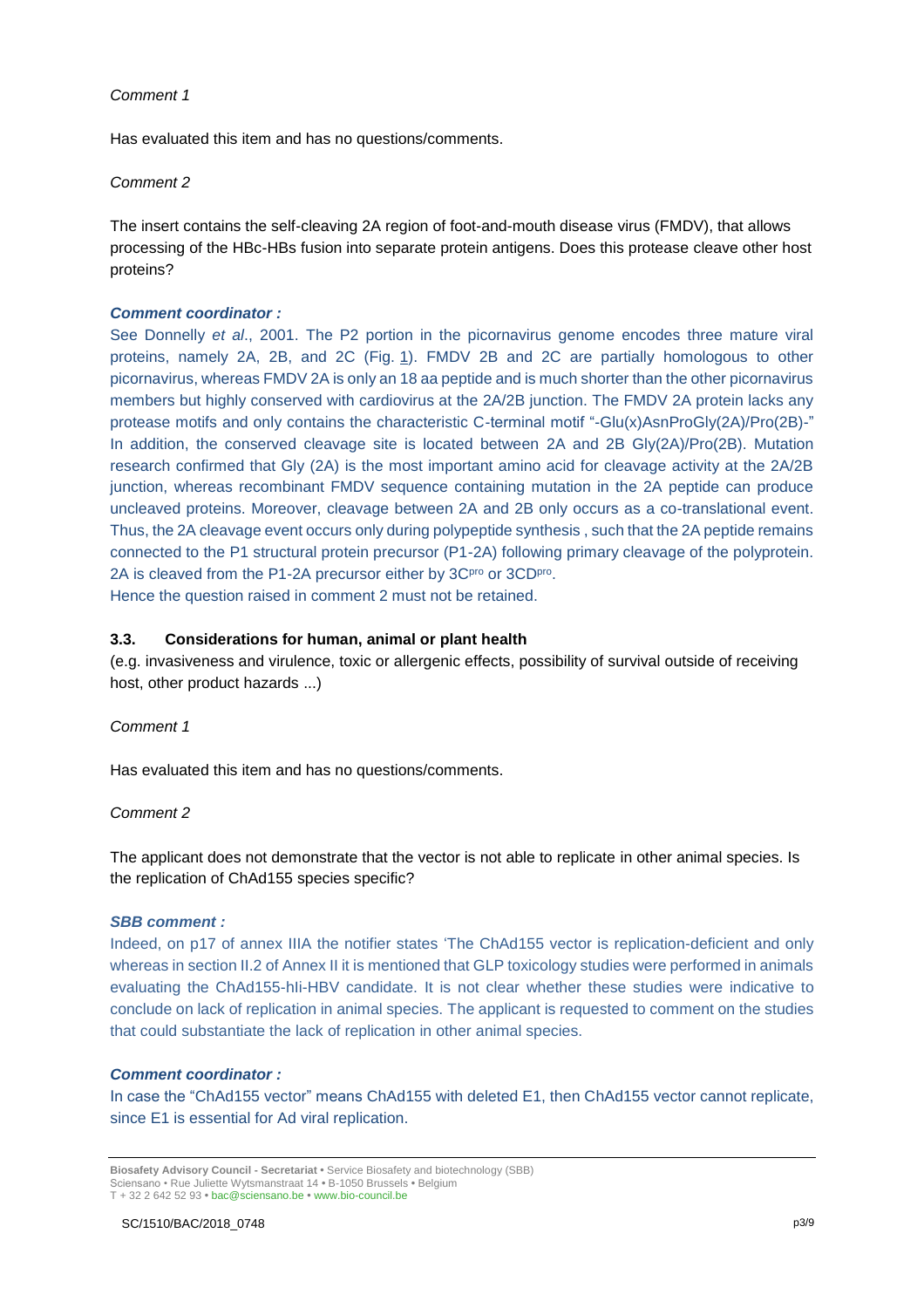*Comment 1*

Has evaluated this item and has no questions/comments.

*Comment 2*

The insert contains the self-cleaving 2A region of foot-and-mouth disease virus (FMDV), that allows processing of the HBc-HBs fusion into separate protein antigens. Does this protease cleave other host proteins?

***Comment coordinator :***

See Donnelly *et al*., 2001. The P2 portion in the picornavirus genome encodes three mature viral proteins, namely 2A, 2B, and 2C (Fig. 1). FMDV 2B and 2C are partially homologous to other picornavirus, whereas FMDV 2A is only an 18 aa peptide and is much shorter than the other picornavirus members but highly conserved with cardiovirus at the 2A/2B junction. The FMDV 2A protein lacks any protease motifs and only contains the characteristic C-terminal motif "-Glu(x)AsnProGly(2A)/Pro(2B)-" In addition, the conserved cleavage site is located between 2A and 2B Gly(2A)/Pro(2B). Mutation research confirmed that Gly (2A) is the most important amino acid for cleavage activity at the 2A/2B junction, whereas recombinant FMDV sequence containing mutation in the 2A peptide can produce uncleaved proteins. Moreover, cleavage between 2A and 2B only occurs as a co-translational event. Thus, the 2A cleavage event occurs only during polypeptide synthesis , such that the 2A peptide remains connected to the P1 structural protein precursor (P1-2A) following primary cleavage of the polyprotein. 2A is cleaved from the P1-2A precursor either by 3C$^{pro}$ or 3CD$^{pro}$.
Hence the question raised in comment 2 must not be retained.

### 3.3. Considerations for human, animal or plant health

(e.g. invasiveness and virulence, toxic or allergenic effects, possibility of survival outside of receiving host, other product hazards ...)

*Comment 1*

Has evaluated this item and has no questions/comments.

*Comment 2*

The applicant does not demonstrate that the vector is not able to replicate in other animal species. Is the replication of ChAd155 species specific?

***SBB comment :***

Indeed, on p17 of annex IIIA the notifier states 'The ChAd155 vector is replication-deficient and only whereas in section II.2 of Annex II it is mentioned that GLP toxicology studies were performed in animals evaluating the ChAd155-hIi-HBV candidate. It is not clear whether these studies were indicative to conclude on lack of replication in animal species. The applicant is requested to comment on the studies that could substantiate the lack of replication in other animal species.

***Comment coordinator :***

In case the "ChAd155 vector" means ChAd155 with deleted E1, then ChAd155 vector cannot replicate, since E1 is essential for Ad viral replication.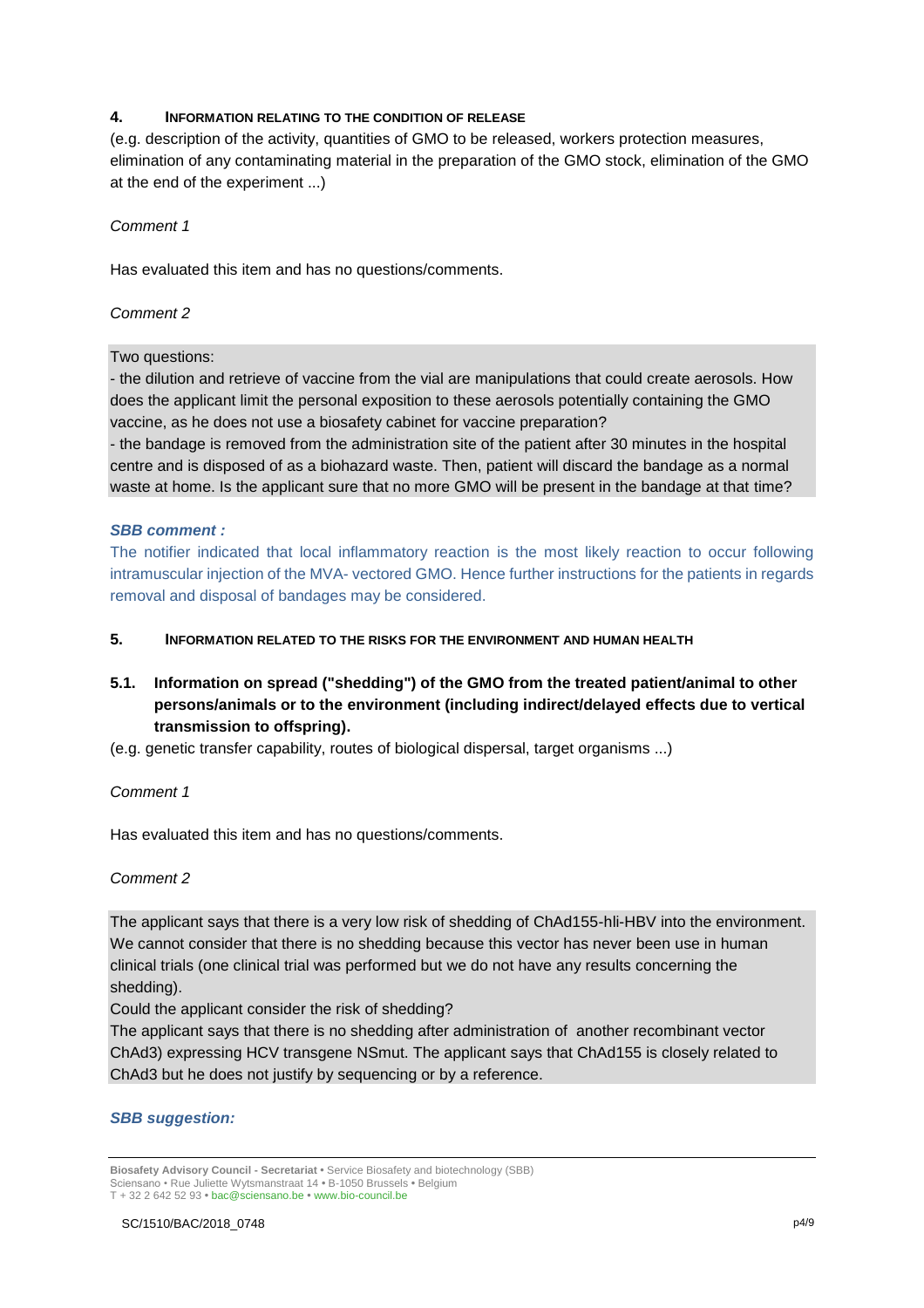## 4. Information relating to the condition of release

(e.g. description of the activity, quantities of GMO to be released, workers protection measures, elimination of any contaminating material in the preparation of the GMO stock, elimination of the GMO at the end of the experiment ...)

*Comment 1*

Has evaluated this item and has no questions/comments.

*Comment 2*

Two questions:

- the dilution and retrieve of vaccine from the vial are manipulations that could create aerosols. How does the applicant limit the personal exposition to these aerosols potentially containing the GMO vaccine, as he does not use a biosafety cabinet for vaccine preparation?
- the bandage is removed from the administration site of the patient after 30 minutes in the hospital centre and is disposed of as a biohazard waste. Then, patient will discard the bandage as a normal waste at home. Is the applicant sure that no more GMO will be present in the bandage at that time?

***SBB comment :***

The notifier indicated that local inflammatory reaction is the most likely reaction to occur following intramuscular injection of the MVA- vectored GMO. Hence further instructions for the patients in regards removal and disposal of bandages may be considered.

## 5. Information related to the risks for the environment and human health

### 5.1. Information on spread ("shedding") of the GMO from the treated patient/animal to other persons/animals or to the environment (including indirect/delayed effects due to vertical transmission to offspring).

(e.g. genetic transfer capability, routes of biological dispersal, target organisms ...)

*Comment 1*

Has evaluated this item and has no questions/comments.

*Comment 2*

The applicant says that there is a very low risk of shedding of ChAd155-hIi-HBV into the environment. We cannot consider that there is no shedding because this vector has never been use in human clinical trials (one clinical trial was performed but we do not have any results concerning the shedding).

Could the applicant consider the risk of shedding?

The applicant says that there is no shedding after administration of another recombinant vector ChAd3) expressing HCV transgene NSmut. The applicant says that ChAd155 is closely related to ChAd3 but he does not justify by sequencing or by a reference.

***SBB suggestion:***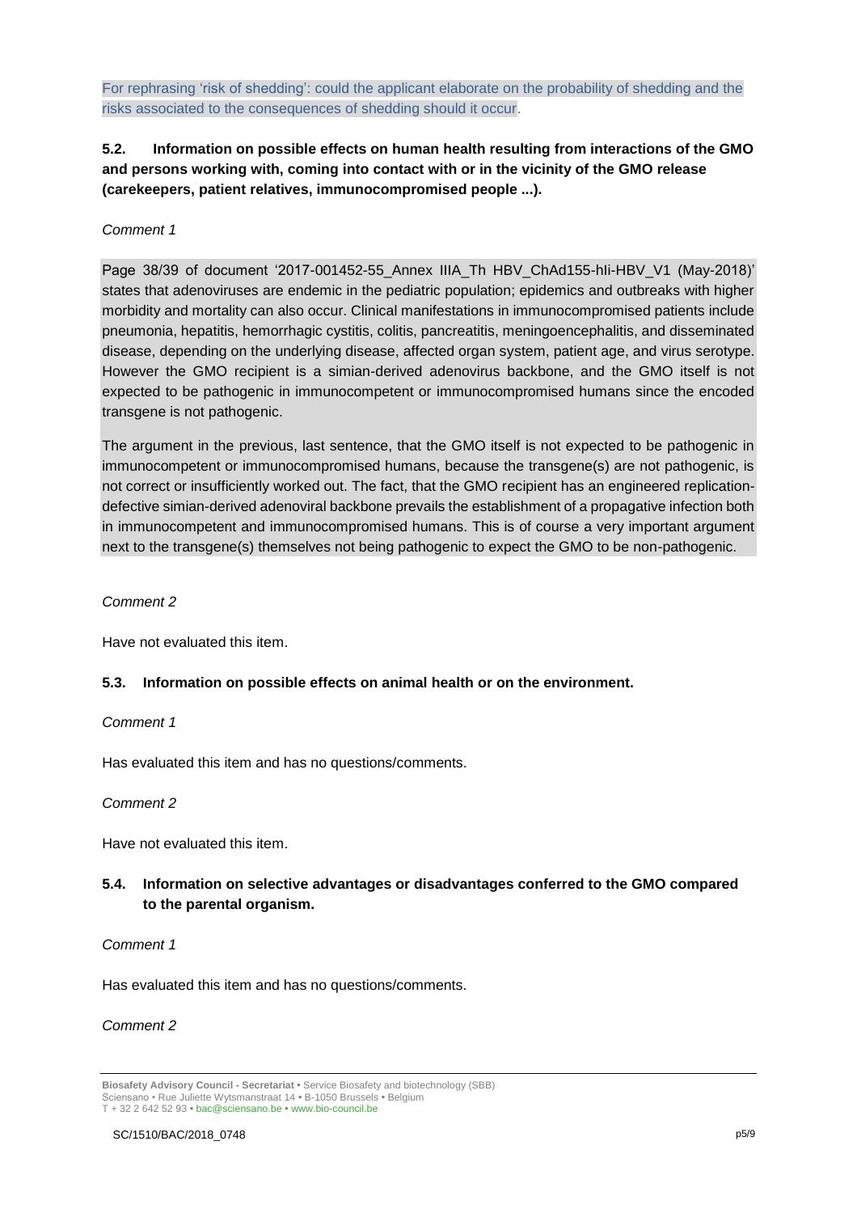For rephrasing 'risk of shedding': could the applicant elaborate on the probability of shedding and the risks associated to the consequences of shedding should it occur.

**5.2. Information on possible effects on human health resulting from interactions of the GMO and persons working with, coming into contact with or in the vicinity of the GMO release (carekeepers, patient relatives, immunocompromised people ...).**

*Comment 1*

Page 38/39 of document '2017-001452-55_Annex IIIA_Th HBV_ChAd155-hli-HBV_V1 (May-2018)' states that adenoviruses are endemic in the pediatric population; epidemics and outbreaks with higher morbidity and mortality can also occur. Clinical manifestations in immunocompromised patients include pneumonia, hepatitis, hemorrhagic cystitis, colitis, pancreatitis, meningoencephalitis, and disseminated disease, depending on the underlying disease, affected organ system, patient age, and virus serotype. However the GMO recipient is a simian-derived adenovirus backbone, and the GMO itself is not expected to be pathogenic in immunocompetent or immunocompromised humans since the encoded transgene is not pathogenic.

The argument in the previous, last sentence, that the GMO itself is not expected to be pathogenic in immunocompetent or immunocompromised humans, because the transgene(s) are not pathogenic, is not correct or insufficiently worked out. The fact, that the GMO recipient has an engineered replication-defective simian-derived adenoviral backbone prevails the establishment of a propagative infection both in immunocompetent and immunocompromised humans. This is of course a very important argument next to the transgene(s) themselves not being pathogenic to expect the GMO to be non-pathogenic.

*Comment 2*

Have not evaluated this item.

**5.3. Information on possible effects on animal health or on the environment.**

*Comment 1*

Has evaluated this item and has no questions/comments.

*Comment 2*

Have not evaluated this item.

**5.4. Information on selective advantages or disadvantages conferred to the GMO compared to the parental organism.**

*Comment 1*

Has evaluated this item and has no questions/comments.

*Comment 2*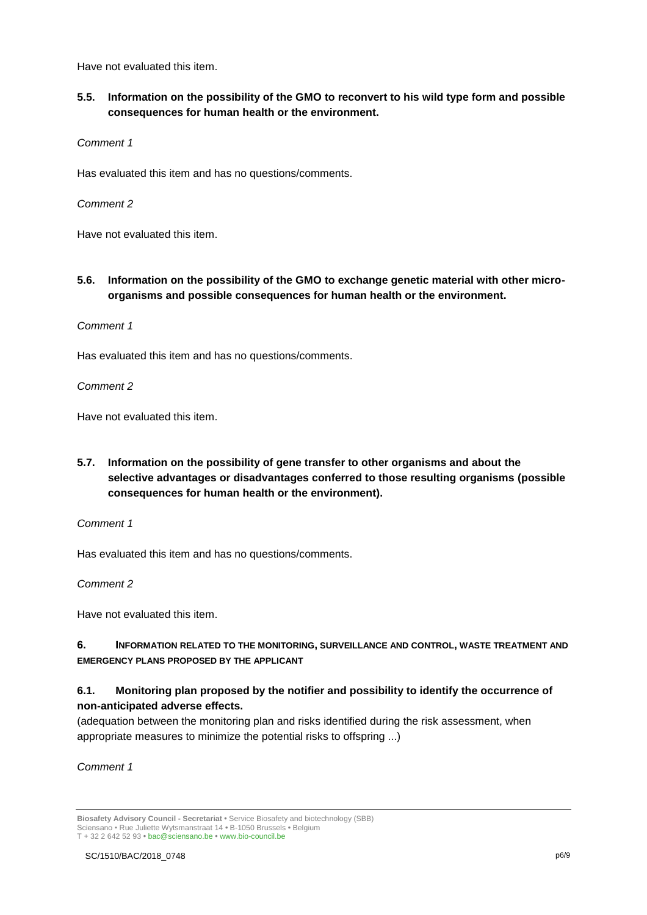Have not evaluated this item.

### 5.5. Information on the possibility of the GMO to reconvert to his wild type form and possible consequences for human health or the environment.

*Comment 1*

Has evaluated this item and has no questions/comments.

*Comment 2*

Have not evaluated this item.

### 5.6. Information on the possibility of the GMO to exchange genetic material with other micro-organisms and possible consequences for human health or the environment.

*Comment 1*

Has evaluated this item and has no questions/comments.

*Comment 2*

Have not evaluated this item.

### 5.7. Information on the possibility of gene transfer to other organisms and about the selective advantages or disadvantages conferred to those resulting organisms (possible consequences for human health or the environment).

*Comment 1*

Has evaluated this item and has no questions/comments.

*Comment 2*

Have not evaluated this item.

## 6. Information related to the monitoring, surveillance and control, waste treatment and emergency plans proposed by the applicant

### 6.1. Monitoring plan proposed by the notifier and possibility to identify the occurrence of non-anticipated adverse effects.

(adequation between the monitoring plan and risks identified during the risk assessment, when appropriate measures to minimize the potential risks to offspring ...)

*Comment 1*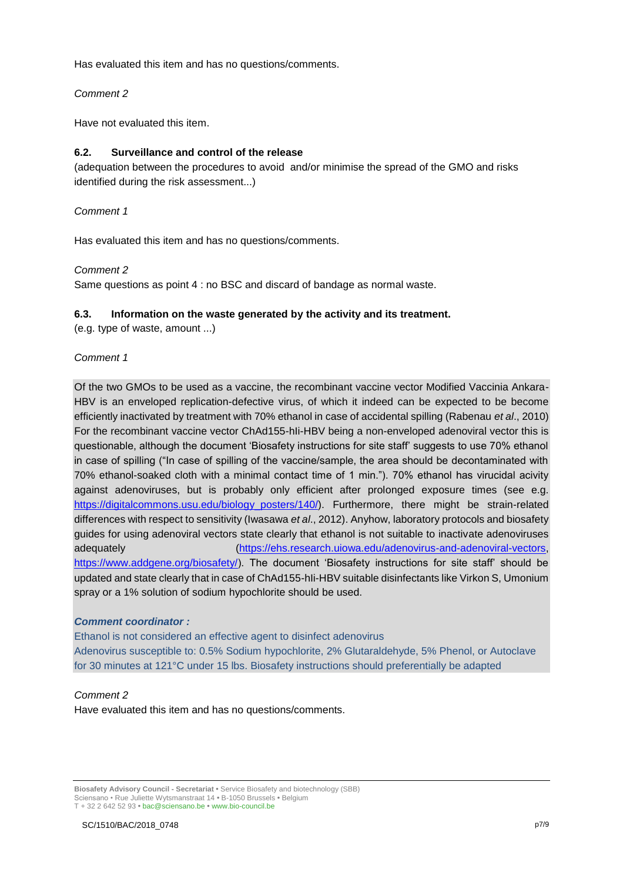Has evaluated this item and has no questions/comments.

*Comment 2*

Have not evaluated this item.

### 6.2. Surveillance and control of the release

(adequation between the procedures to avoid and/or minimise the spread of the GMO and risks identified during the risk assessment...)

*Comment 1*

Has evaluated this item and has no questions/comments.

*Comment 2*

Same questions as point 4 : no BSC and discard of bandage as normal waste.

### 6.3. Information on the waste generated by the activity and its treatment.

(e.g. type of waste, amount ...)

*Comment 1*

Of the two GMOs to be used as a vaccine, the recombinant vaccine vector Modified Vaccinia Ankara-HBV is an enveloped replication-defective virus, of which it indeed can be expected to be become efficiently inactivated by treatment with 70% ethanol in case of accidental spilling (Rabenau *et al*., 2010) For the recombinant vaccine vector ChAd155-hli-HBV being a non-enveloped adenoviral vector this is questionable, although the document 'Biosafety instructions for site staff' suggests to use 70% ethanol in case of spilling ("In case of spilling of the vaccine/sample, the area should be decontaminated with 70% ethanol-soaked cloth with a minimal contact time of 1 min."). 70% ethanol has virucidal acivity against adenoviruses, but is probably only efficient after prolonged exposure times (see e.g. https://digitalcommons.usu.edu/biology_posters/140/). Furthermore, there might be strain-related differences with respect to sensitivity (Iwasawa *et al*., 2012). Anyhow, laboratory protocols and biosafety guides for using adenoviral vectors state clearly that ethanol is not suitable to inactivate adenoviruses adequately (https://ehs.research.uiowa.edu/adenovirus-and-adenoviral-vectors, https://www.addgene.org/biosafety/). The document 'Biosafety instructions for site staff' should be updated and state clearly that in case of ChAd155-hli-HBV suitable disinfectants like Virkon S, Umonium spray or a 1% solution of sodium hypochlorite should be used.

***Comment coordinator :***

Ethanol is not considered an effective agent to disinfect adenovirus
Adenovirus susceptible to: 0.5% Sodium hypochlorite, 2% Glutaraldehyde, 5% Phenol, or Autoclave for 30 minutes at 121°C under 15 lbs. Biosafety instructions should preferentially be adapted

*Comment 2*

Have evaluated this item and has no questions/comments.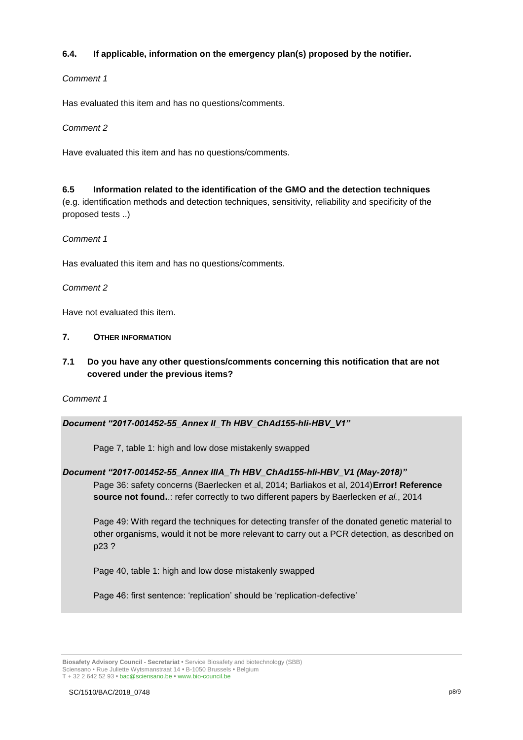### 6.4. If applicable, information on the emergency plan(s) proposed by the notifier.

*Comment 1*

Has evaluated this item and has no questions/comments.

*Comment 2*

Have evaluated this item and has no questions/comments.

### 6.5 Information related to the identification of the GMO and the detection techniques

(e.g. identification methods and detection techniques, sensitivity, reliability and specificity of the proposed tests ..)

*Comment 1*

Has evaluated this item and has no questions/comments.

*Comment 2*

Have not evaluated this item.

## 7. OTHER INFORMATION

### 7.1 Do you have any other questions/comments concerning this notification that are not covered under the previous items?

*Comment 1*

***Document "2017-001452-55_Annex II_Th HBV_ChAd155-hIi-HBV_V1"***

Page 7, table 1: high and low dose mistakenly swapped

***Document "2017-001452-55_Annex IIIA_Th HBV_ChAd155-hIi-HBV_V1 (May-2018)"***

Page 36: safety concerns (Baerlecken et al, 2014; Barliakos et al, 2014)**Error! Reference source not found.**.: refer correctly to two different papers by Baerlecken *et al.*, 2014

Page 49: With regard the techniques for detecting transfer of the donated genetic material to other organisms, would it not be more relevant to carry out a PCR detection, as described on p23 ?

Page 40, table 1: high and low dose mistakenly swapped

Page 46: first sentence: 'replication' should be 'replication-defective'

**Biosafety Advisory Council - Secretariat** • Service Biosafety and biotechnology (SBB)
Sciensano • Rue Juliette Wytsmanstraat 14 • B-1050 Brussels • Belgium
T + 32 2 642 52 93 • bac@sciensano.be • www.bio-council.be

SC/1510/BAC/2018_0748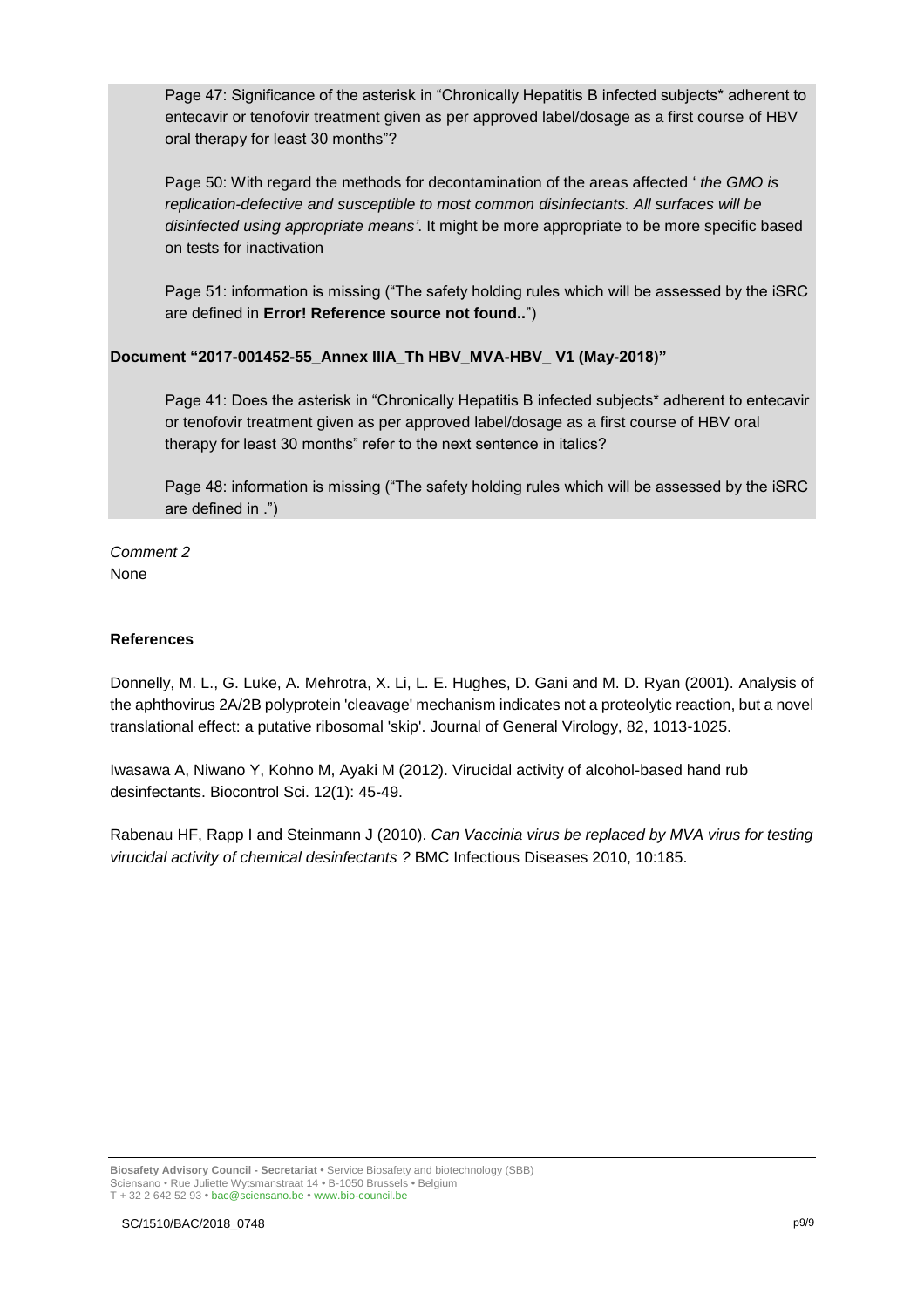Page 47: Significance of the asterisk in "Chronically Hepatitis B infected subjects* adherent to entecavir or tenofovir treatment given as per approved label/dosage as a first course of HBV oral therapy for least 30 months"?

Page 50: With regard the methods for decontamination of the areas affected ' *the GMO is replication-defective and susceptible to most common disinfectants. All surfaces will be disinfected using appropriate means'*. It might be more appropriate to be more specific based on tests for inactivation

Page 51: information is missing ("The safety holding rules which will be assessed by the iSRC are defined in **Error! Reference source not found.**.")

**Document "2017-001452-55_Annex IIIA_Th HBV_MVA-HBV_ V1 (May-2018)"**

Page 41: Does the asterisk in "Chronically Hepatitis B infected subjects* adherent to entecavir or tenofovir treatment given as per approved label/dosage as a first course of HBV oral therapy for least 30 months" refer to the next sentence in italics?

Page 48: information is missing ("The safety holding rules which will be assessed by the iSRC are defined in .")

*Comment 2*

None

**References**

Donnelly, M. L., G. Luke, A. Mehrotra, X. Li, L. E. Hughes, D. Gani and M. D. Ryan (2001). Analysis of the aphthovirus 2A/2B polyprotein 'cleavage' mechanism indicates not a proteolytic reaction, but a novel translational effect: a putative ribosomal 'skip'. Journal of General Virology, 82, 1013-1025.

Iwasawa A, Niwano Y, Kohno M, Ayaki M (2012). Virucidal activity of alcohol-based hand rub desinfectants. Biocontrol Sci. 12(1): 45-49.

Rabenau HF, Rapp I and Steinmann J (2010). *Can Vaccinia virus be replaced by MVA virus for testing virucidal activity of chemical desinfectants ?* BMC Infectious Diseases 2010, 10:185.